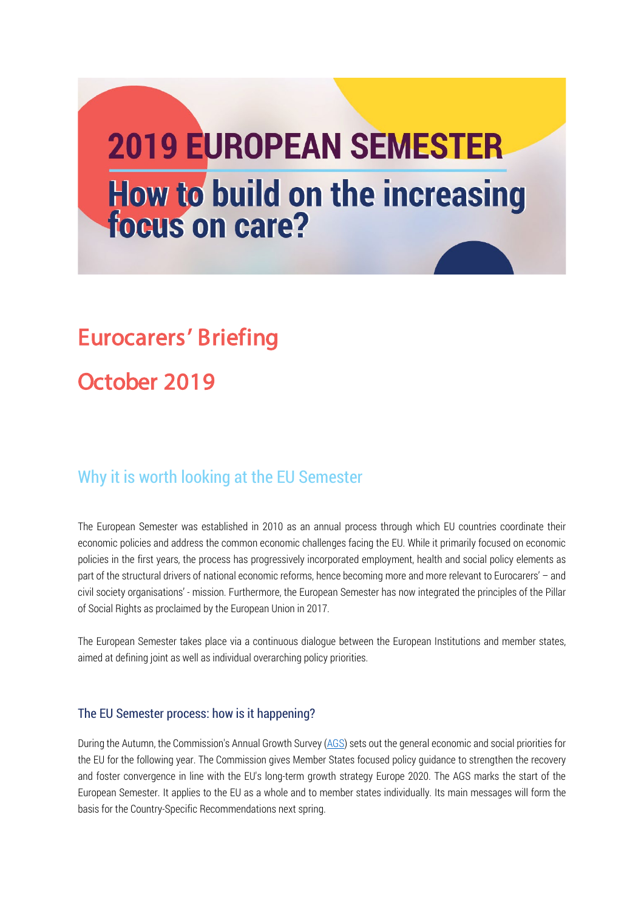# 2019 EUROPEAN SEMESTER

# How to build on the increasing focus on care?

## Eurocarers' Briefing

## October 2019

## Why it is worth looking at the EU Semester

The European Semester was established in 2010 as an annual process through which EU countries coordinate their economic policies and address the common economic challenges facing the EU. While it primarily focused on economic policies in the first years, the process has progressively incorporated employment, health and social policy elements as part of the structural drivers of national economic reforms, hence becoming more and more relevant to Eurocarers' – and civil society organisations' - mission. Furthermore, the European Semester has now integrated the principles of the Pillar of Social Rights as proclaimed by the European Union in 2017.

The European Semester takes place via a continuous dialogue between the European Institutions and member states, aimed at defining joint as well as individual overarching policy priorities.

### The EU Semester process: how is it happening?

During the Autumn, the Commission's Annual Growth Survey (AGS) sets out the general economic and social priorities for the EU for the following year. The Commission gives Member States focused policy guidance to strengthen the recovery and foster convergence in line with the EU's long-term growth strategy Europe 2020. The AGS marks the start of the European Semester. It applies to the EU as a whole and to member states individually. Its main messages will form the basis for the Country-Specific Recommendations next spring.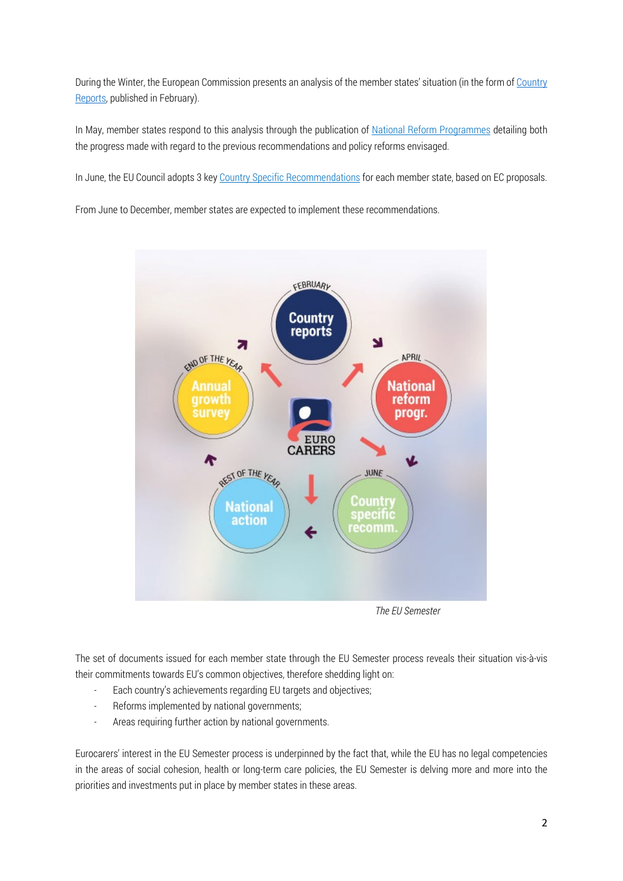During the Winter, the European Commission presents an analysis of the member states' situation (in the form of Country Reports, published in February).

In May, member states respond to this analysis through the publication of National Reform Programmes detailing both the progress made with regard to the previous recommendations and policy reforms envisaged.

In June, the EU Council adopts 3 key Country Specific Recommendations for each member state, based on EC proposals.

From June to December, member states are expected to implement these recommendations.

*The EU Semester*

The set of documents issued for each member state through the EU Semester process reveals their situation vis-à-vis their commitments towards EU's common objectives, therefore shedding light on:

- Each country's achievements regarding EU targets and objectives;
- Reforms implemented by national governments;
- Areas requiring further action by national governments.

Eurocarers' interest in the EU Semester process is underpinned by the fact that, while the EU has no legal competencies in the areas of social cohesion, health or long-term care policies, the EU Semester is delving more and more into the priorities and investments put in place by member states in these areas.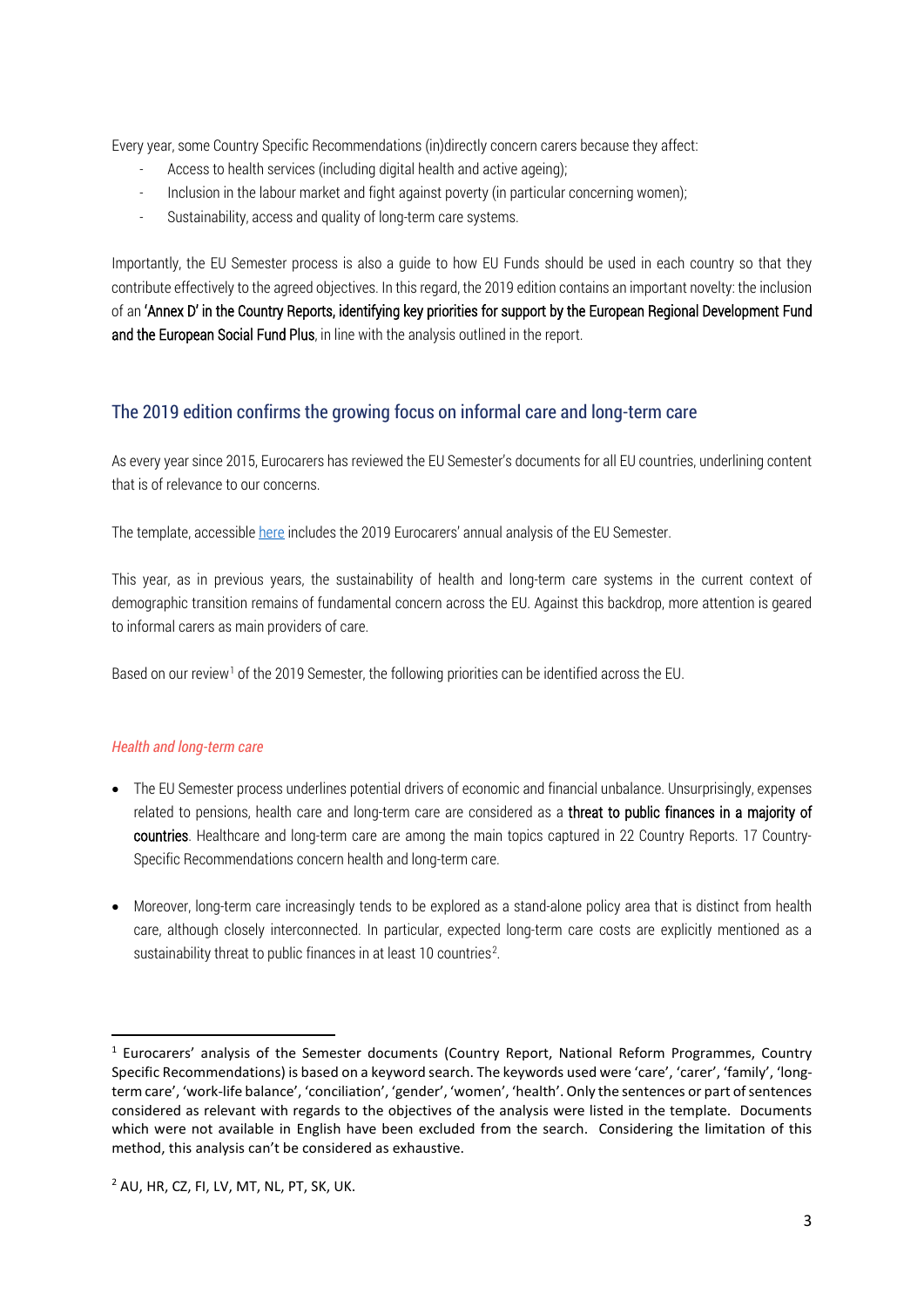Every year, some Country Specific Recommendations (in)directly concern carers because they affect:

- Access to health services (including digital health and active ageing);
- Inclusion in the labour market and fight against poverty (in particular concerning women);
- Sustainability, access and quality of long-term care systems.

Importantly, the EU Semester process is also a guide to how EU Funds should be used in each country so that they contribute effectively to the agreed objectives. In this regard, the 2019 edition contains an important novelty: the inclusion of an **'Annex D' in the Country Reports, identifying key priorities for support by the European Regional Development Fund and the European Social Fund Plus**, in line with the analysis outlined in the report.

## The 2019 edition confirms the growing focus on informal care and long-term care

As every year since 2015, Eurocarers has reviewed the EU Semester's documents for all EU countries, underlining content that is of relevance to our concerns.

The template, accessible [here](here) includes the 2019 Eurocarers' annual analysis of the EU Semester.

This year, as in previous years, the sustainability of health and long-term care systems in the current context of demographic transition remains of fundamental concern across the EU. Against this backdrop, more attention is geared to informal carers as main providers of care.

Based on our review[1] of the 2019 Semester, the following priorities can be identified across the EU.

*Health and long-term care*

- The EU Semester process underlines potential drivers of economic and financial unbalance. Unsurprisingly, expenses related to pensions, health care and long-term care are considered as a **threat to public finances in a majority of countries**. Healthcare and long-term care are among the main topics captured in 22 Country Reports. 17 Country-Specific Recommendations concern health and long-term care.

- Moreover, long-term care increasingly tends to be explored as a stand-alone policy area that is distinct from health care, although closely interconnected. In particular, expected long-term care costs are explicitly mentioned as a sustainability threat to public finances in at least 10 countries[2].

---

[1] Eurocarers' analysis of the Semester documents (Country Report, National Reform Programmes, Country Specific Recommendations) is based on a keyword search. The keywords used were 'care', 'carer', 'family', 'long-term care', 'work-life balance', 'conciliation', 'gender', 'women', 'health'. Only the sentences or part of sentences considered as relevant with regards to the objectives of the analysis were listed in the template. Documents which were not available in English have been excluded from the search. Considering the limitation of this method, this analysis can't be considered as exhaustive.

[2] AU, HR, CZ, FI, LV, MT, NL, PT, SK, UK.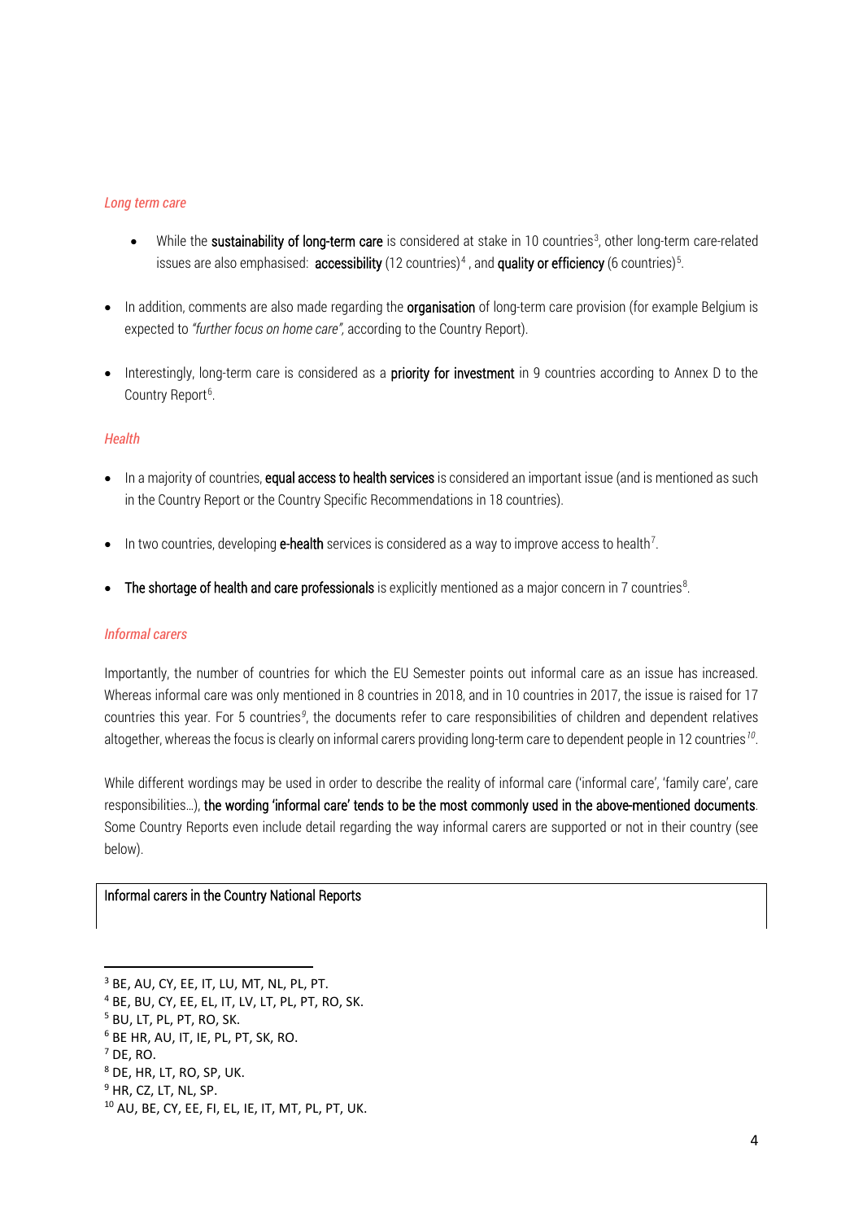*Long term care*

- While the **sustainability of long-term care** is considered at stake in 10 countries[3], other long-term care-related issues are also emphasised: **accessibility** (12 countries)[4] , and **quality or efficiency** (6 countries)[5].

- In addition, comments are also made regarding the **organisation** of long-term care provision (for example Belgium is expected to *"further focus on home care"*, according to the Country Report).

- Interestingly, long-term care is considered as a **priority for investment** in 9 countries according to Annex D to the Country Report[6].

*Health*

- In a majority of countries, **equal access to health services** is considered an important issue (and is mentioned as such in the Country Report or the Country Specific Recommendations in 18 countries).

- In two countries, developing **e-health** services is considered as a way to improve access to health[7].

- **The shortage of health and care professionals** is explicitly mentioned as a major concern in 7 countries[8].

*Informal carers*

Importantly, the number of countries for which the EU Semester points out informal care as an issue has increased. Whereas informal care was only mentioned in 8 countries in 2018, and in 10 countries in 2017, the issue is raised for 17 countries this year. For 5 countries[9], the documents refer to care responsibilities of children and dependent relatives altogether, whereas the focus is clearly on informal carers providing long-term care to dependent people in 12 countries[10].

While different wordings may be used in order to describe the reality of informal care ('informal care', 'family care', care responsibilities…), **the wording 'informal care' tends to be the most commonly used in the above-mentioned documents**. Some Country Reports even include detail regarding the way informal carers are supported or not in their country (see below).

**Informal carers in the Country National Reports**

---

[3] BE, AU, CY, EE, IT, LU, MT, NL, PL, PT.
[4] BE, BU, CY, EE, EL, IT, LV, LT, PL, PT, RO, SK.
[5] BU, LT, PL, PT, RO, SK.
[6] BE HR, AU, IT, IE, PL, PT, SK, RO.
[7] DE, RO.
[8] DE, HR, LT, RO, SP, UK.
[9] HR, CZ, LT, NL, SP.
[10] AU, BE, CY, EE, FI, EL, IE, IT, MT, PL, PT, UK.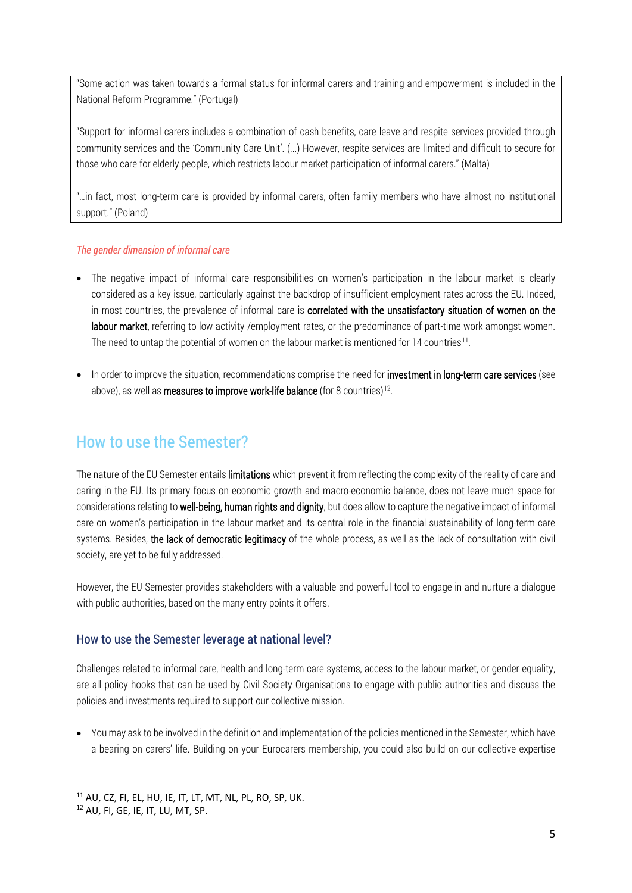"Some action was taken towards a formal status for informal carers and training and empowerment is included in the National Reform Programme." (Portugal)

"Support for informal carers includes a combination of cash benefits, care leave and respite services provided through community services and the 'Community Care Unit'. (...) However, respite services are limited and difficult to secure for those who care for elderly people, which restricts labour market participation of informal carers." (Malta)

"...in fact, most long-term care is provided by informal carers, often family members who have almost no institutional support." (Poland)

*The gender dimension of informal care*

- The negative impact of informal care responsibilities on women's participation in the labour market is clearly considered as a key issue, particularly against the backdrop of insufficient employment rates across the EU. Indeed, in most countries, the prevalence of informal care is **correlated with the unsatisfactory situation of women on the labour market**, referring to low activity /employment rates, or the predominance of part-time work amongst women. The need to untap the potential of women on the labour market is mentioned for 14 countries[11].
- In order to improve the situation, recommendations comprise the need for **investment in long-term care services** (see above), as well as **measures to improve work-life balance** (for 8 countries)[12].

## How to use the Semester?

The nature of the EU Semester entails **limitations** which prevent it from reflecting the complexity of the reality of care and caring in the EU. Its primary focus on economic growth and macro-economic balance, does not leave much space for considerations relating to **well-being, human rights and dignity**, but does allow to capture the negative impact of informal care on women's participation in the labour market and its central role in the financial sustainability of long-term care systems. Besides, **the lack of democratic legitimacy** of the whole process, as well as the lack of consultation with civil society, are yet to be fully addressed.

However, the EU Semester provides stakeholders with a valuable and powerful tool to engage in and nurture a dialogue with public authorities, based on the many entry points it offers.

### How to use the Semester leverage at national level?

Challenges related to informal care, health and long-term care systems, access to the labour market, or gender equality, are all policy hooks that can be used by Civil Society Organisations to engage with public authorities and discuss the policies and investments required to support our collective mission.

- You may ask to be involved in the definition and implementation of the policies mentioned in the Semester, which have a bearing on carers' life. Building on your Eurocarers membership, you could also build on our collective expertise

---

[11] AU, CZ, FI, EL, HU, IE, IT, LT, MT, NL, PL, RO, SP, UK.

[12] AU, FI, GE, IE, IT, LU, MT, SP.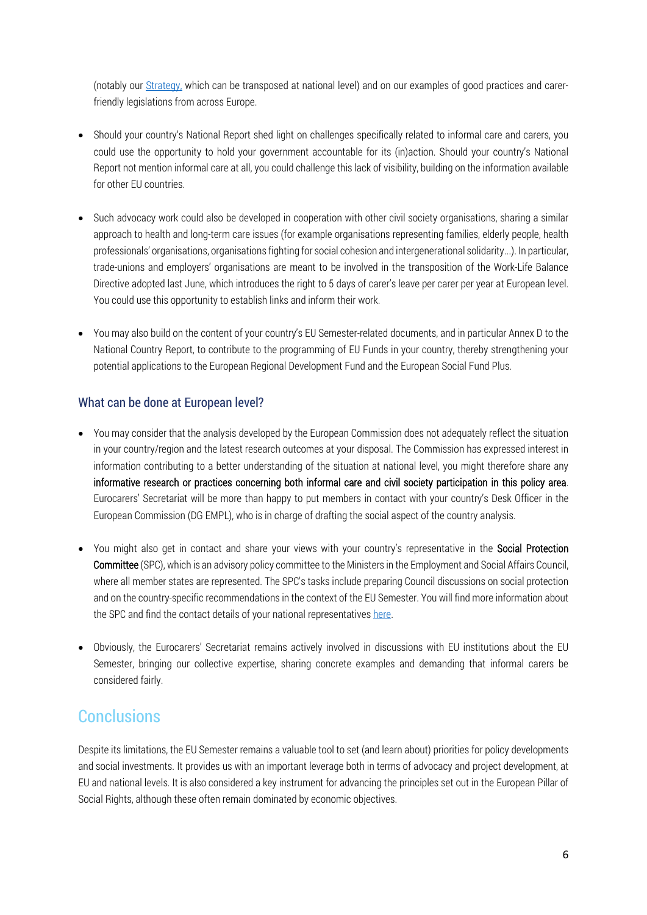(notably our Strategy, which can be transposed at national level) and on our examples of good practices and carer-friendly legislations from across Europe.

- Should your country's National Report shed light on challenges specifically related to informal care and carers, you could use the opportunity to hold your government accountable for its (in)action. Should your country's National Report not mention informal care at all, you could challenge this lack of visibility, building on the information available for other EU countries.

- Such advocacy work could also be developed in cooperation with other civil society organisations, sharing a similar approach to health and long-term care issues (for example organisations representing families, elderly people, health professionals' organisations, organisations fighting for social cohesion and intergenerational solidarity...). In particular, trade-unions and employers' organisations are meant to be involved in the transposition of the Work-Life Balance Directive adopted last June, which introduces the right to 5 days of carer's leave per carer per year at European level. You could use this opportunity to establish links and inform their work.

- You may also build on the content of your country's EU Semester-related documents, and in particular Annex D to the National Country Report, to contribute to the programming of EU Funds in your country, thereby strengthening your potential applications to the European Regional Development Fund and the European Social Fund Plus.

### What can be done at European level?

- You may consider that the analysis developed by the European Commission does not adequately reflect the situation in your country/region and the latest research outcomes at your disposal. The Commission has expressed interest in information contributing to a better understanding of the situation at national level, you might therefore share any **informative research or practices concerning both informal care and civil society participation in this policy area**. Eurocarers' Secretariat will be more than happy to put members in contact with your country's Desk Officer in the European Commission (DG EMPL), who is in charge of drafting the social aspect of the country analysis.

- You might also get in contact and share your views with your country's representative in the **Social Protection Committee** (SPC), which is an advisory policy committee to the Ministers in the Employment and Social Affairs Council, where all member states are represented. The SPC's tasks include preparing Council discussions on social protection and on the country-specific recommendations in the context of the EU Semester. You will find more information about the SPC and find the contact details of your national representatives here.

- Obviously, the Eurocarers' Secretariat remains actively involved in discussions with EU institutions about the EU Semester, bringing our collective expertise, sharing concrete examples and demanding that informal carers be considered fairly.

## Conclusions

Despite its limitations, the EU Semester remains a valuable tool to set (and learn about) priorities for policy developments and social investments. It provides us with an important leverage both in terms of advocacy and project development, at EU and national levels. It is also considered a key instrument for advancing the principles set out in the European Pillar of Social Rights, although these often remain dominated by economic objectives.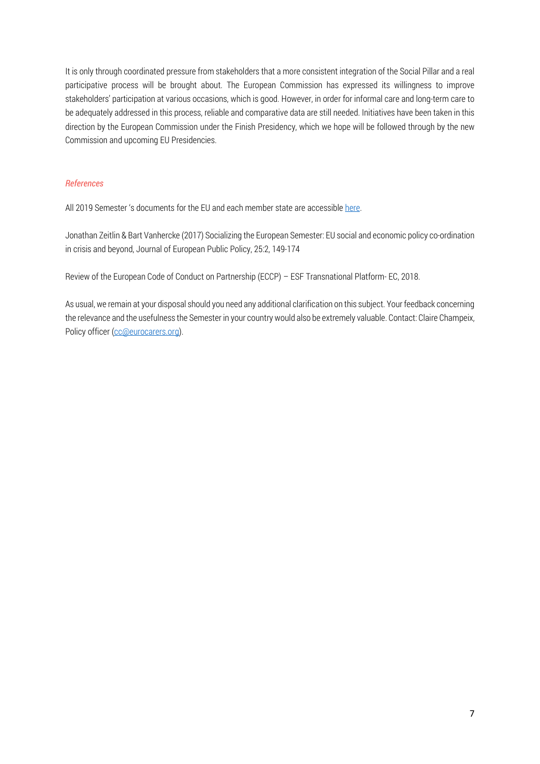It is only through coordinated pressure from stakeholders that a more consistent integration of the Social Pillar and a real participative process will be brought about. The European Commission has expressed its willingness to improve stakeholders' participation at various occasions, which is good. However, in order for informal care and long-term care to be adequately addressed in this process, reliable and comparative data are still needed. Initiatives have been taken in this direction by the European Commission under the Finish Presidency, which we hope will be followed through by the new Commission and upcoming EU Presidencies.

*References*

All 2019 Semester 's documents for the EU and each member state are accessible here.

Jonathan Zeitlin & Bart Vanhercke (2017) Socializing the European Semester: EU social and economic policy co-ordination in crisis and beyond, Journal of European Public Policy, 25:2, 149-174

Review of the European Code of Conduct on Partnership (ECCP) – ESF Transnational Platform- EC, 2018.

As usual, we remain at your disposal should you need any additional clarification on this subject. Your feedback concerning the relevance and the usefulness the Semester in your country would also be extremely valuable. Contact: Claire Champeix, Policy officer (cc@eurocarers.org).